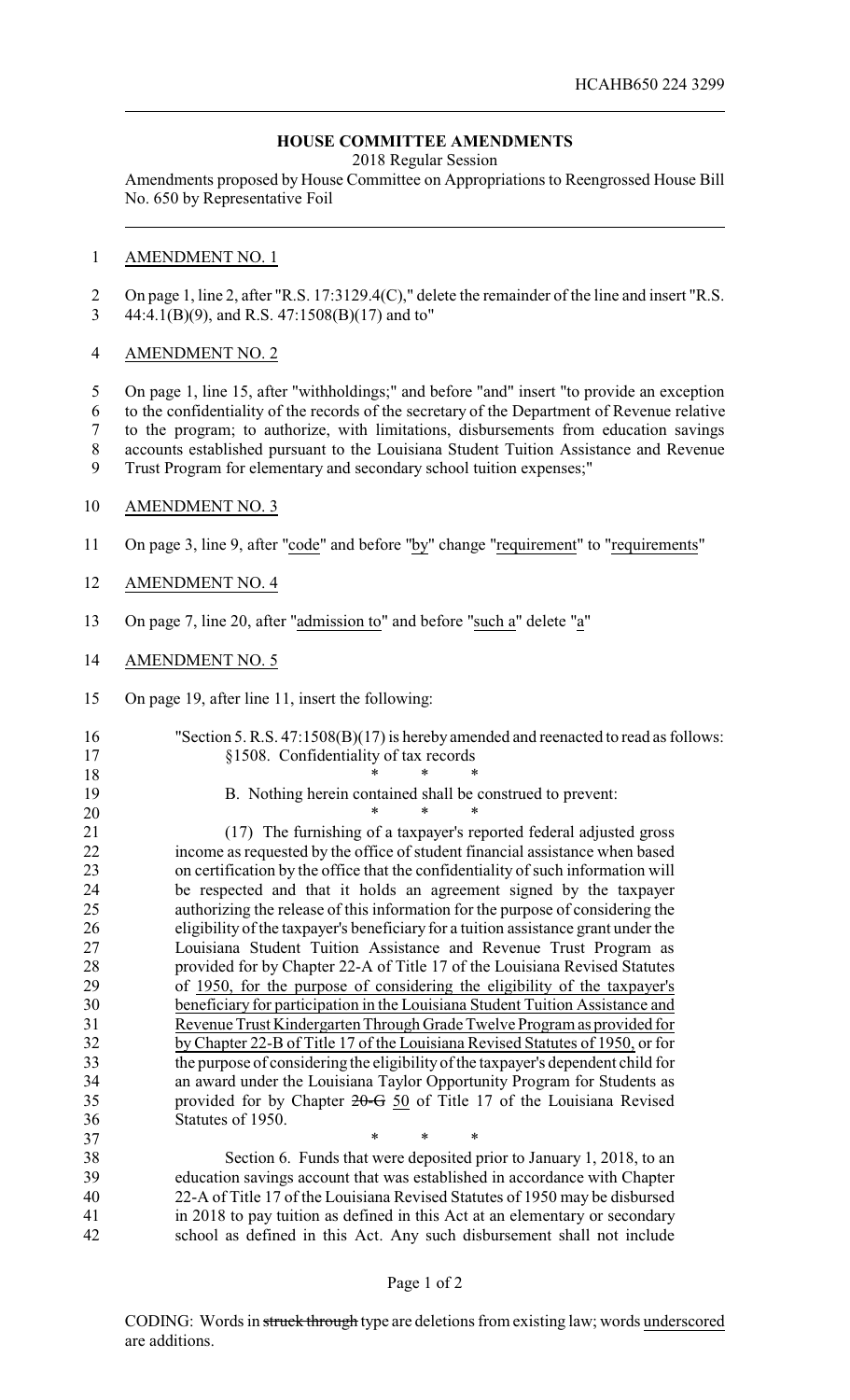HCAHB650 224 3299

## HOUSE COMMITTEE AMENDMENTS

2018 Regular Session

Amendments proposed by House Committee on Appropriations to Reengrossed House Bill No. 650 by Representative Foil

AMENDMENT NO. 1

On page 1, line 2, after "R.S. 17:3129.4(C)," delete the remainder of the line and insert "R.S. 44:4.1(B)(9), and R.S. 47:1508(B)(17) and to"

AMENDMENT NO. 2

On page 1, line 15, after "withholdings;" and before "and" insert "to provide an exception to the confidentiality of the records of the secretary of the Department of Revenue relative to the program; to authorize, with limitations, disbursements from education savings accounts established pursuant to the Louisiana Student Tuition Assistance and Revenue Trust Program for elementary and secondary school tuition expenses;"

AMENDMENT NO. 3

On page 3, line 9, after "code" and before "by" change "requirement" to "requirements"

AMENDMENT NO. 4

On page 7, line 20, after "admission to" and before "such a" delete "a"

AMENDMENT NO. 5

On page 19, after line 11, insert the following:

"Section 5. R.S. 47:1508(B)(17) is hereby amended and reenacted to read as follows:

§1508. Confidentiality of tax records

\* \* \*

B. Nothing herein contained shall be construed to prevent:

\* \* \*

(17) The furnishing of a taxpayer's reported federal adjusted gross income as requested by the office of student financial assistance when based on certification by the office that the confidentiality of such information will be respected and that it holds an agreement signed by the taxpayer authorizing the release of this information for the purpose of considering the eligibility of the taxpayer's beneficiary for a tuition assistance grant under the Louisiana Student Tuition Assistance and Revenue Trust Program as provided for by Chapter 22-A of Title 17 of the Louisiana Revised Statutes of 1950, for the purpose of considering the eligibility of the taxpayer's beneficiary for participation in the Louisiana Student Tuition Assistance and Revenue Trust Kindergarten Through Grade Twelve Program as provided for by Chapter 22-B of Title 17 of the Louisiana Revised Statutes of 1950, or for the purpose of considering the eligibility of the taxpayer's dependent child for an award under the Louisiana Taylor Opportunity Program for Students as provided for by Chapter ~~20-G~~ 50 of Title 17 of the Louisiana Revised Statutes of 1950.

\* \* \*

Section 6. Funds that were deposited prior to January 1, 2018, to an education savings account that was established in accordance with Chapter 22-A of Title 17 of the Louisiana Revised Statutes of 1950 may be disbursed in 2018 to pay tuition as defined in this Act at an elementary or secondary school as defined in this Act. Any such disbursement shall not include

CODING: Words in ~~struck through~~ type are deletions from existing law; words underscored are additions.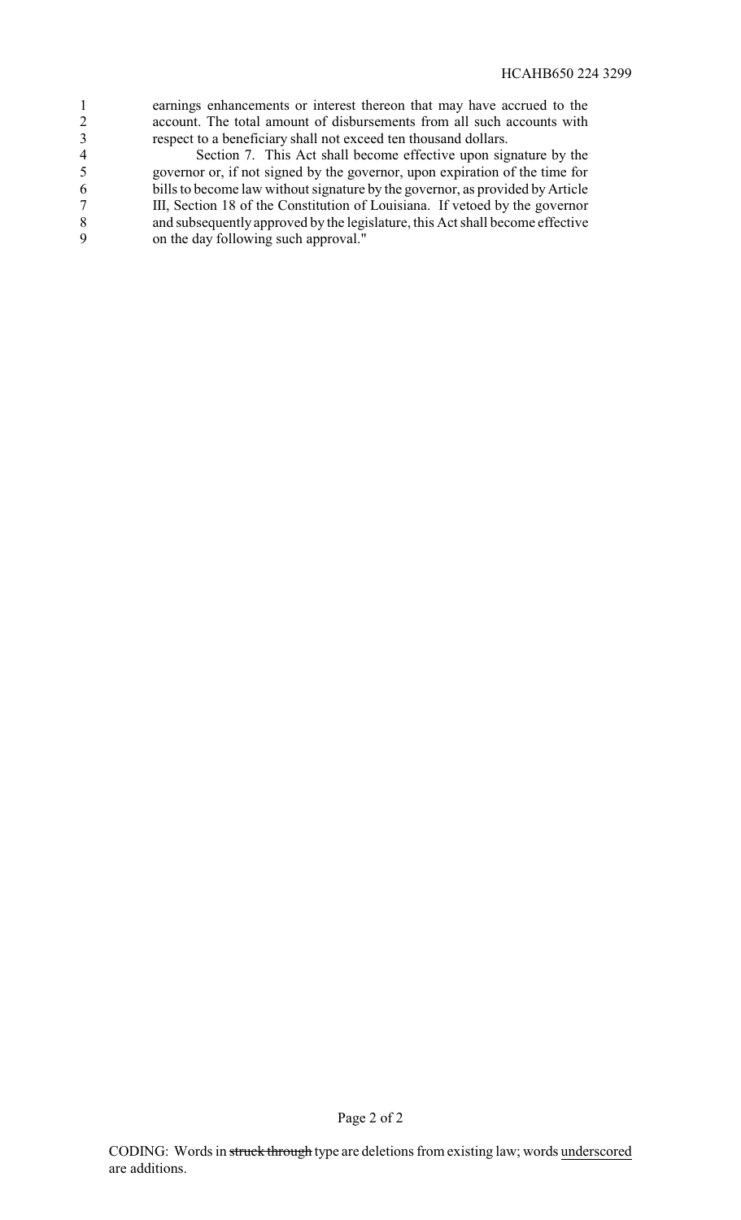earnings enhancements or interest thereon that may have accrued to the account. The total amount of disbursements from all such accounts with respect to a beneficiary shall not exceed ten thousand dollars.

Section 7. This Act shall become effective upon signature by the governor or, if not signed by the governor, upon expiration of the time for bills to become law without signature by the governor, as provided by Article III, Section 18 of the Constitution of Louisiana. If vetoed by the governor and subsequently approved by the legislature, this Act shall become effective on the day following such approval."

CODING: Words in ~~struck through~~ type are deletions from existing law; words <u>underscored</u> are additions.